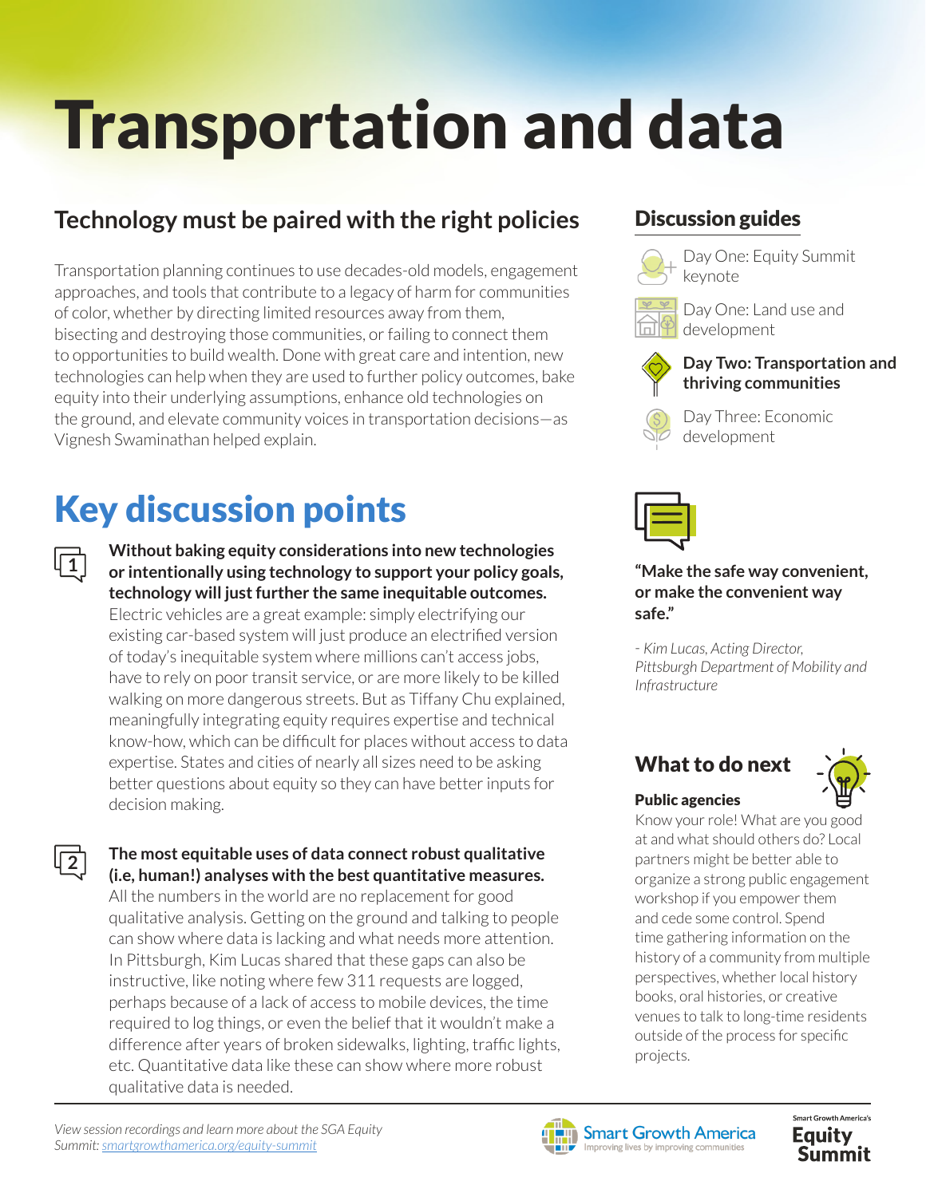# Transportation and data

## Technology must be paired with the right policies

Transportation planning continues to use decades-old models, engagement approaches, and tools that contribute to a legacy of harm for communities of color, whether by directing limited resources away from them, bisecting and destroying those communities, or failing to connect them to opportunities to build wealth. Done with great care and intention, new technologies can help when they are used to further policy outcomes, bake equity into their underlying assumptions, enhance old technologies on the ground, and elevate community voices in transportation decisions—as Vignesh Swaminathan helped explain.

## Key discussion points

1. **Without baking equity considerations into new technologies or intentionally using technology to support your policy goals, technology will just further the same inequitable outcomes.** Electric vehicles are a great example: simply electrifying our existing car-based system will just produce an electrified version of today's inequitable system where millions can't access jobs, have to rely on poor transit service, or are more likely to be killed walking on more dangerous streets. But as Tiffany Chu explained, meaningfully integrating equity requires expertise and technical know-how, which can be difficult for places without access to data expertise. States and cities of nearly all sizes need to be asking better questions about equity so they can have better inputs for decision making.

2. **The most equitable uses of data connect robust qualitative (i.e, human!) analyses with the best quantitative measures.** All the numbers in the world are no replacement for good qualitative analysis. Getting on the ground and talking to people can show where data is lacking and what needs more attention. In Pittsburgh, Kim Lucas shared that these gaps can also be instructive, like noting where few 311 requests are logged, perhaps because of a lack of access to mobile devices, the time required to log things, or even the belief that it wouldn't make a difference after years of broken sidewalks, lighting, traffic lights, etc. Quantitative data like these can show where more robust qualitative data is needed.

## Discussion guides

- Day One: Equity Summit keynote
- Day One: Land use and development
- **Day Two: Transportation and thriving communities**
- Day Three: Economic development

**"Make the safe way convenient, or make the convenient way safe."**

*- Kim Lucas, Acting Director, Pittsburgh Department of Mobility and Infrastructure*

## What to do next

**Public agencies**

Know your role! What are you good at and what should others do? Local partners might be better able to organize a strong public engagement workshop if you empower them and cede some control. Spend time gathering information on the history of a community from multiple perspectives, whether local history books, oral histories, or creative venues to talk to long-time residents outside of the process for specific projects.

*View session recordings and learn more about the SGA Equity Summit: smartgrowthamerica.org/equity-summit*

Smart Growth America — Improving lives by improving communities

Smart Growth America's Equity Summit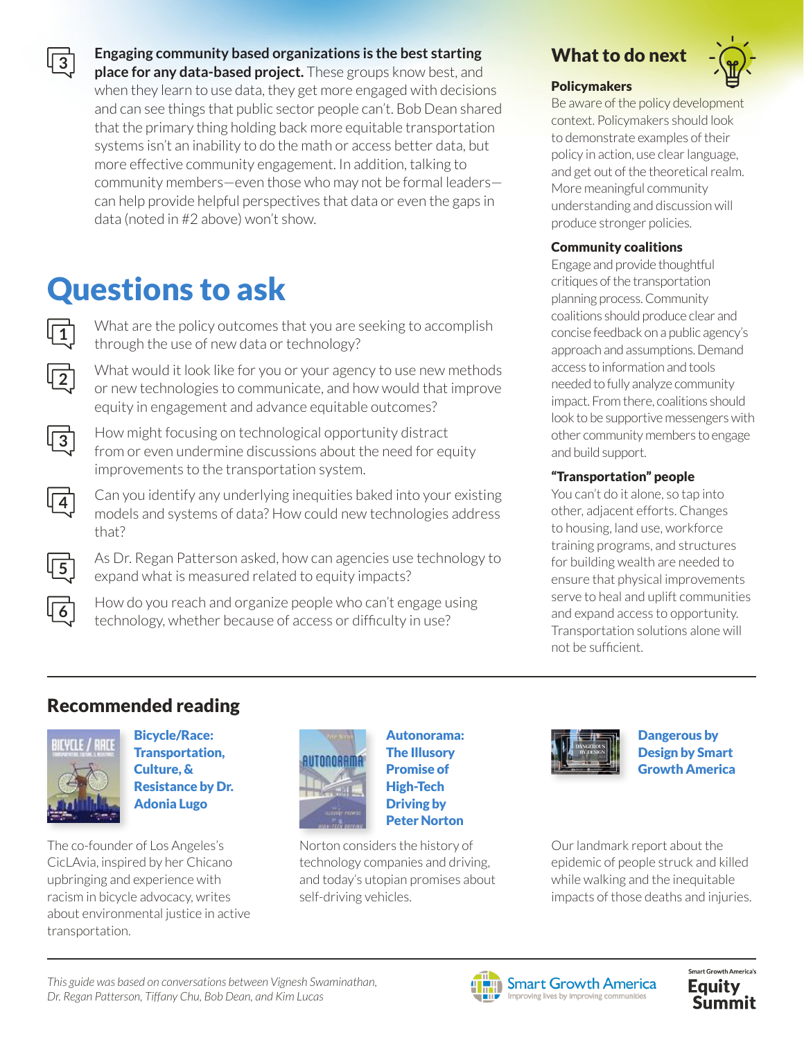3. **Engaging community based organizations is the best starting place for any data-based project.** These groups know best, and when they learn to use data, they get more engaged with decisions and can see things that public sector people can't. Bob Dean shared that the primary thing holding back more equitable transportation systems isn't an inability to do the math or access better data, but more effective community engagement. In addition, talking to community members—even those who may not be formal leaders—can help provide helpful perspectives that data or even the gaps in data (noted in #2 above) won't show.

# Questions to ask

1. What are the policy outcomes that you are seeking to accomplish through the use of new data or technology?
2. What would it look like for you or your agency to use new methods or new technologies to communicate, and how would that improve equity in engagement and advance equitable outcomes?
3. How might focusing on technological opportunity distract from or even undermine discussions about the need for equity improvements to the transportation system.
4. Can you identify any underlying inequities baked into your existing models and systems of data? How could new technologies address that?
5. As Dr. Regan Patterson asked, how can agencies use technology to expand what is measured related to equity impacts?
6. How do you reach and organize people who can't engage using technology, whether because of access or difficulty in use?

## What to do next

### Policymakers

Be aware of the policy development context. Policymakers should look to demonstrate examples of their policy in action, use clear language, and get out of the theoretical realm. More meaningful community understanding and discussion will produce stronger policies.

### Community coalitions

Engage and provide thoughtful critiques of the transportation planning process. Community coalitions should produce clear and concise feedback on a public agency's approach and assumptions. Demand access to information and tools needed to fully analyze community impact. From there, coalitions should look to be supportive messengers with other community members to engage and build support.

### "Transportation" people

You can't do it alone, so tap into other, adjacent efforts. Changes to housing, land use, workforce training programs, and structures for building wealth are needed to ensure that physical improvements serve to heal and uplift communities and expand access to opportunity. Transportation solutions alone will not be sufficient.

## Recommended reading

**Bicycle/Race: Transportation, Culture, & Resistance by Dr. Adonia Lugo**

The co-founder of Los Angeles's CicLAvia, inspired by her Chicano upbringing and experience with racism in bicycle advocacy, writes about environmental justice in active transportation.

**Autonorama: The Illusory Promise of High-Tech Driving by Peter Norton**

Norton considers the history of technology companies and driving, and today's utopian promises about self-driving vehicles.

**Dangerous by Design by Smart Growth America**

Our landmark report about the epidemic of people struck and killed while walking and the inequitable impacts of those deaths and injuries.

*This guide was based on conversations between Vignesh Swaminathan, Dr. Regan Patterson, Tiffany Chu, Bob Dean, and Kim Lucas*

Smart Growth America — Improving lives by improving communities

Smart Growth America's Equity Summit